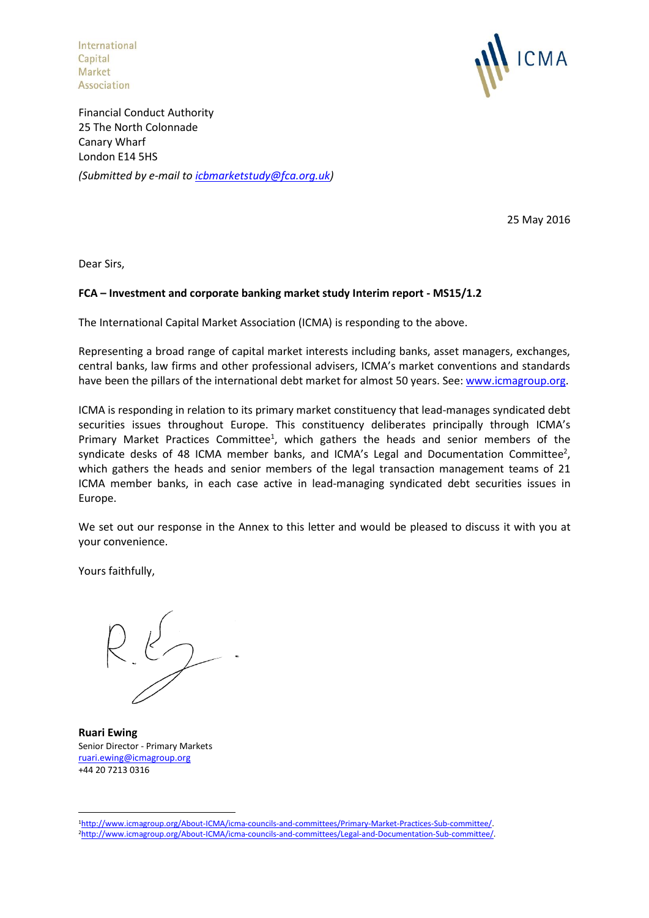International
Capital
Market
Association

ICMA

Financial Conduct Authority
25 The North Colonnade
Canary Wharf
London E14 5HS

*(Submitted by e-mail to icbmarketstudy@fca.org.uk)*

25 May 2016

Dear Sirs,

**FCA – Investment and corporate banking market study Interim report - MS15/1.2**

The International Capital Market Association (ICMA) is responding to the above.

Representing a broad range of capital market interests including banks, asset managers, exchanges, central banks, law firms and other professional advisers, ICMA's market conventions and standards have been the pillars of the international debt market for almost 50 years. See: www.icmagroup.org.

ICMA is responding in relation to its primary market constituency that lead-manages syndicated debt securities issues throughout Europe. This constituency deliberates principally through ICMA's Primary Market Practices Committee[1], which gathers the heads and senior members of the syndicate desks of 48 ICMA member banks, and ICMA's Legal and Documentation Committee[2], which gathers the heads and senior members of the legal transaction management teams of 21 ICMA member banks, in each case active in lead-managing syndicated debt securities issues in Europe.

We set out our response in the Annex to this letter and would be pleased to discuss it with you at your convenience.

Yours faithfully,

**Ruari Ewing**
Senior Director - Primary Markets
ruari.ewing@icmagroup.org
+44 20 7213 0316

[1] http://www.icmagroup.org/About-ICMA/icma-councils-and-committees/Primary-Market-Practices-Sub-committee/.
[2] http://www.icmagroup.org/About-ICMA/icma-councils-and-committees/Legal-and-Documentation-Sub-committee/.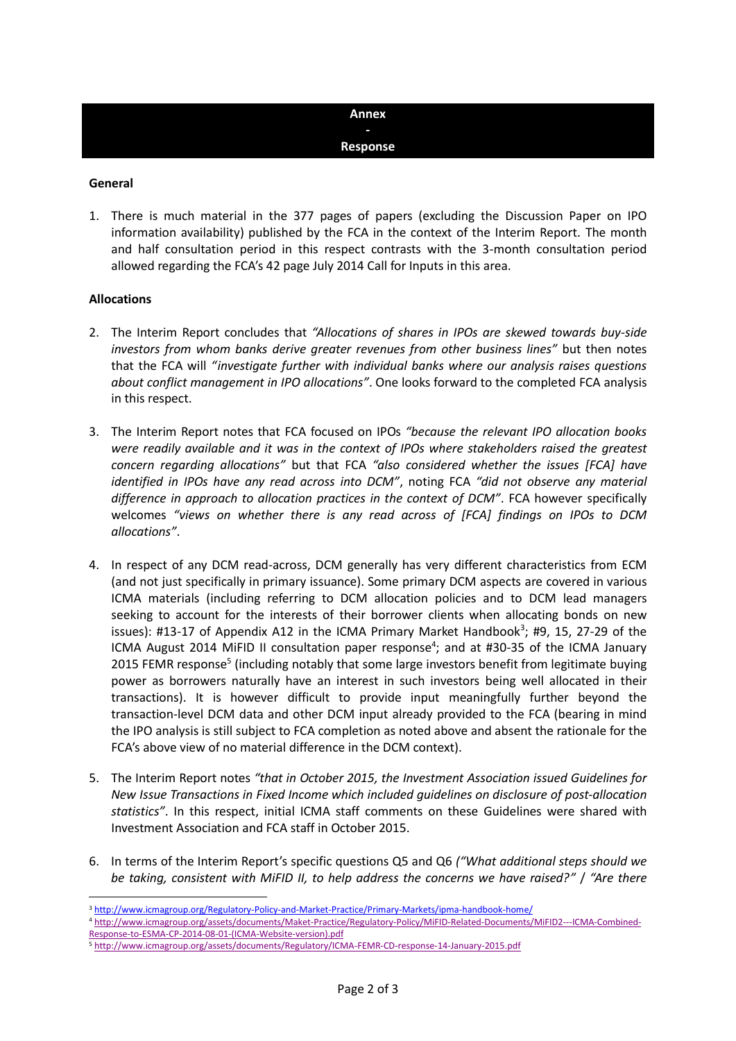**Annex**
**-**
**Response**

**General**

1. There is much material in the 377 pages of papers (excluding the Discussion Paper on IPO information availability) published by the FCA in the context of the Interim Report. The month and half consultation period in this respect contrasts with the 3-month consultation period allowed regarding the FCA's 42 page July 2014 Call for Inputs in this area.

**Allocations**

2. The Interim Report concludes that *"Allocations of shares in IPOs are skewed towards buy-side investors from whom banks derive greater revenues from other business lines"* but then notes that the FCA will *"investigate further with individual banks where our analysis raises questions about conflict management in IPO allocations"*. One looks forward to the completed FCA analysis in this respect.

3. The Interim Report notes that FCA focused on IPOs *"because the relevant IPO allocation books were readily available and it was in the context of IPOs where stakeholders raised the greatest concern regarding allocations"* but that FCA *"also considered whether the issues [FCA] have identified in IPOs have any read across into DCM"*, noting FCA *"did not observe any material difference in approach to allocation practices in the context of DCM"*. FCA however specifically welcomes *"views on whether there is any read across of [FCA] findings on IPOs to DCM allocations"*.

4. In respect of any DCM read-across, DCM generally has very different characteristics from ECM (and not just specifically in primary issuance). Some primary DCM aspects are covered in various ICMA materials (including referring to DCM allocation policies and to DCM lead managers seeking to account for the interests of their borrower clients when allocating bonds on new issues): #13-17 of Appendix A12 in the ICMA Primary Market Handbook[3]; #9, 15, 27-29 of the ICMA August 2014 MiFID II consultation paper response[4]; and at #30-35 of the ICMA January 2015 FEMR response[5] (including notably that some large investors benefit from legitimate buying power as borrowers naturally have an interest in such investors being well allocated in their transactions). It is however difficult to provide input meaningfully further beyond the transaction-level DCM data and other DCM input already provided to the FCA (bearing in mind the IPO analysis is still subject to FCA completion as noted above and absent the rationale for the FCA's above view of no material difference in the DCM context).

5. The Interim Report notes *"that in October 2015, the Investment Association issued Guidelines for New Issue Transactions in Fixed Income which included guidelines on disclosure of post-allocation statistics"*. In this respect, initial ICMA staff comments on these Guidelines were shared with Investment Association and FCA staff in October 2015.

6. In terms of the Interim Report's specific questions Q5 and Q6 *("What additional steps should we be taking, consistent with MiFID II, to help address the concerns we have raised?" / "Are there*

---

[3] http://www.icmagroup.org/Regulatory-Policy-and-Market-Practice/Primary-Markets/ipma-handbook-home/

[4] http://www.icmagroup.org/assets/documents/Maket-Practice/Regulatory-Policy/MiFID-Related-Documents/MiFID2---ICMA-Combined-Response-to-ESMA-CP-2014-08-01-(ICMA-Website-version).pdf

[5] http://www.icmagroup.org/assets/documents/Regulatory/ICMA-FEMR-CD-response-14-January-2015.pdf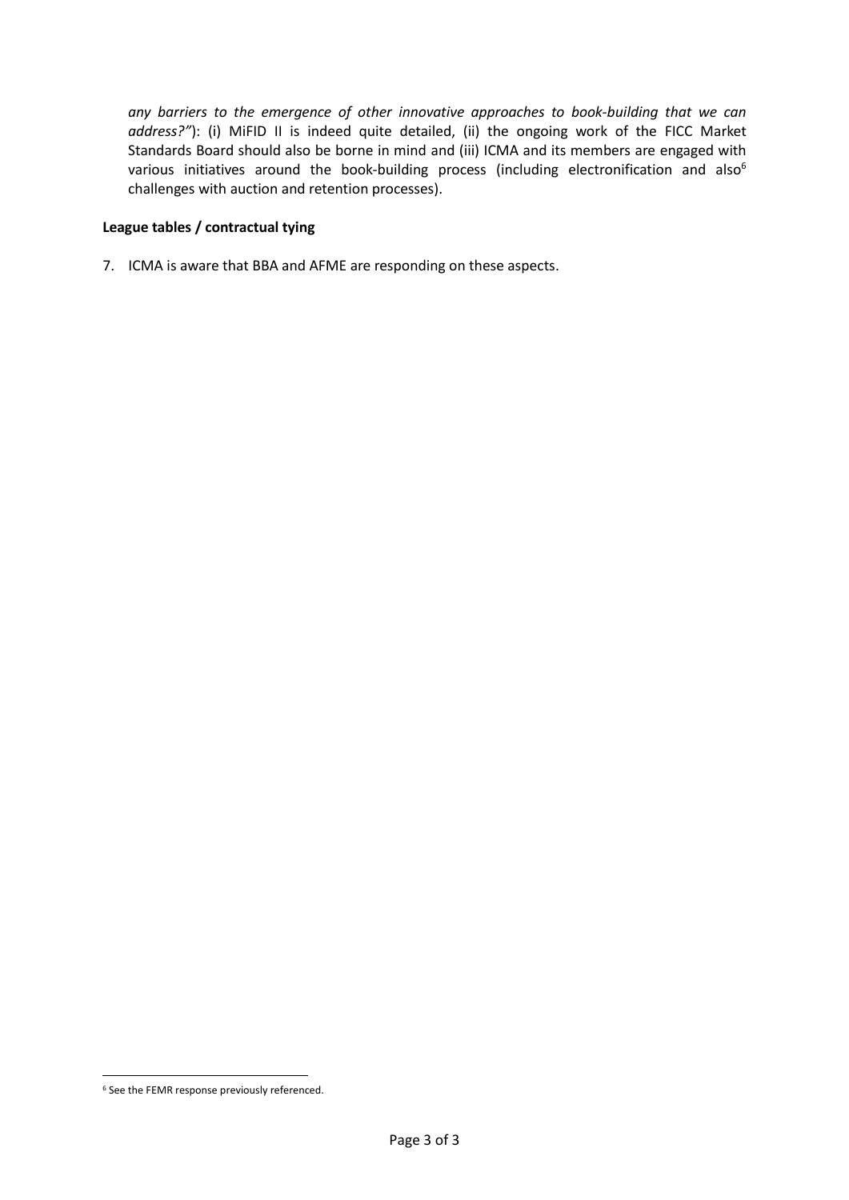*any barriers to the emergence of other innovative approaches to book-building that we can address?"*): (i) MiFID II is indeed quite detailed, (ii) the ongoing work of the FICC Market Standards Board should also be borne in mind and (iii) ICMA and its members are engaged with various initiatives around the book-building process (including electronification and also[6] challenges with auction and retention processes).

**League tables / contractual tying**

7. ICMA is aware that BBA and AFME are responding on these aspects.

[6] See the FEMR response previously referenced.